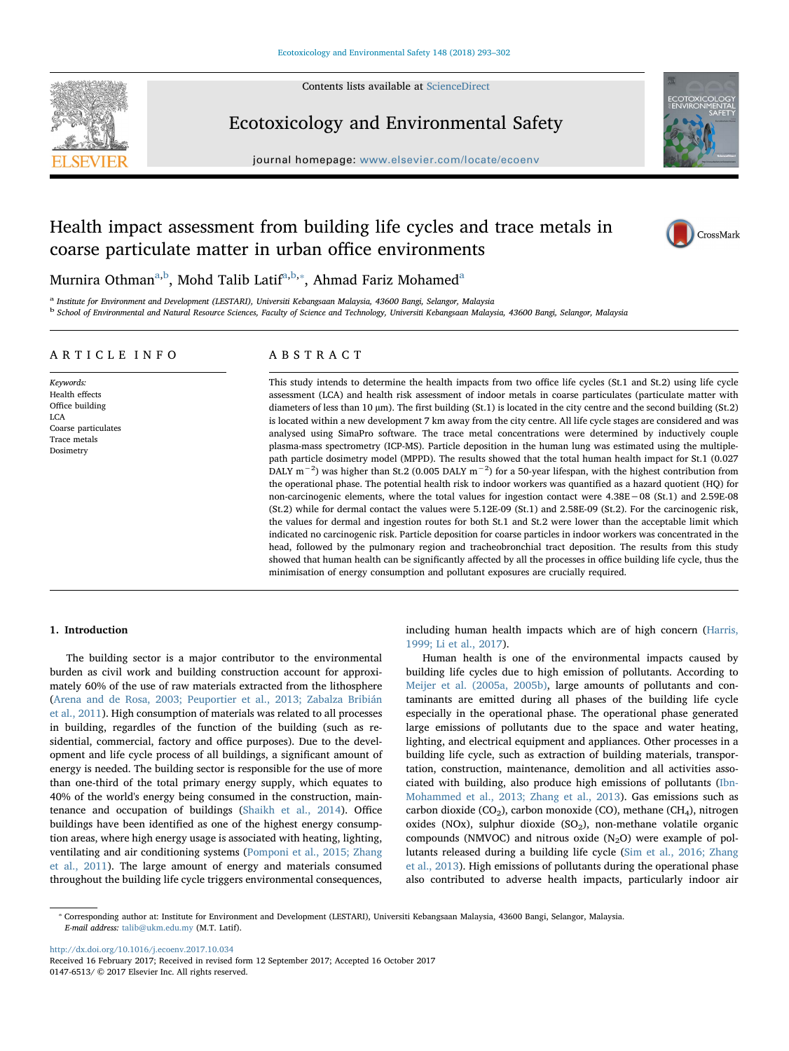# Health impact assessment from building life cycles and trace metals in coarse particulate matter in urban office environments

Murnira Othman[a,b], Mohd Talib Latif[a,b,*], Ahmad Fariz Mohamed[a]

[a] Institute for Environment and Development (LESTARI), Universiti Kebangsaan Malaysia, 43600 Bangi, Selangor, Malaysia

[b] School of Environmental and Natural Resource Sciences, Faculty of Science and Technology, Universiti Kebangsaan Malaysia, 43600 Bangi, Selangor, Malaysia

## ARTICLE INFO

*Keywords:*
Health effects
Office building
LCA
Coarse particulates
Trace metals
Dosimetry

## ABSTRACT

This study intends to determine the health impacts from two office life cycles (St.1 and St.2) using life cycle assessment (LCA) and health risk assessment of indoor metals in coarse particulates (particulate matter with diameters of less than 10 µm). The first building (St.1) is located in the city centre and the second building (St.2) is located within a new development 7 km away from the city centre. All life cycle stages are considered and was analysed using SimaPro software. The trace metal concentrations were determined by inductively couple plasma-mass spectrometry (ICP-MS). Particle deposition in the human lung was estimated using the multiple-path particle dosimetry model (MPPD). The results showed that the total human health impact for St.1 (0.027 DALY $m^{-2}$) was higher than St.2 (0.005 DALY $m^{-2}$) for a 50-year lifespan, with the highest contribution from the operational phase. The potential health risk to indoor workers was quantified as a hazard quotient (HQ) for non-carcinogenic elements, where the total values for ingestion contact were 4.38E − 08 (St.1) and 2.59E-08 (St.2) while for dermal contact the values were 5.12E-09 (St.1) and 2.58E-09 (St.2). For the carcinogenic risk, the values for dermal and ingestion routes for both St.1 and St.2 were lower than the acceptable limit which indicated no carcinogenic risk. Particle deposition for coarse particles in indoor workers was concentrated in the head, followed by the pulmonary region and tracheobronchial tract deposition. The results from this study showed that human health can be significantly affected by all the processes in office building life cycle, thus the minimisation of energy consumption and pollutant exposures are crucially required.

## 1. Introduction

The building sector is a major contributor to the environmental burden as civil work and building construction account for approximately 60% of the use of raw materials extracted from the lithosphere (Arena and de Rosa, 2003; Peuportier et al., 2013; Zabalza Bribián et al., 2011). High consumption of materials was related to all processes in building, regardles of the function of the building (such as residential, commercial, factory and office purposes). Due to the development and life cycle process of all buildings, a significant amount of energy is needed. The building sector is responsible for the use of more than one-third of the total primary energy supply, which equates to 40% of the world's energy being consumed in the construction, maintenance and occupation of buildings (Shaikh et al., 2014). Office buildings have been identified as one of the highest energy consumption areas, where high energy usage is associated with heating, lighting, ventilating and air conditioning systems (Pomponi et al., 2015; Zhang et al., 2011). The large amount of energy and materials consumed throughout the building life cycle triggers environmental consequences, including human health impacts which are of high concern (Harris, 1999; Li et al., 2017).

Human health is one of the environmental impacts caused by building life cycles due to high emission of pollutants. According to Meijer et al. (2005a, 2005b), large amounts of pollutants and contaminants are emitted during all phases of the building life cycle especially in the operational phase. The operational phase generated large emissions of pollutants due to the space and water heating, lighting, and electrical equipment and appliances. Other processes in a building life cycle, such as extraction of building materials, transportation, construction, maintenance, demolition and all activities associated with building, also produce high emissions of pollutants (Ibn-Mohammed et al., 2013; Zhang et al., 2013). Gas emissions such as carbon dioxide ($CO_2$), carbon monoxide (CO), methane ($CH_4$), nitrogen oxides (NOx), sulphur dioxide ($SO_2$), non-methane volatile organic compounds (NMVOC) and nitrous oxide ($N_2O$) were example of pollutants released during a building life cycle (Sim et al., 2016; Zhang et al., 2013). High emissions of pollutants during the operational phase also contributed to adverse health impacts, particularly indoor air

* Corresponding author at: Institute for Environment and Development (LESTARI), Universiti Kebangsaan Malaysia, 43600 Bangi, Selangor, Malaysia.
*E-mail address:* talib@ukm.edu.my (M.T. Latif).

http://dx.doi.org/10.1016/j.ecoenv.2017.10.034
Received 16 February 2017; Received in revised form 12 September 2017; Accepted 16 October 2017
0147-6513/ © 2017 Elsevier Inc. All rights reserved.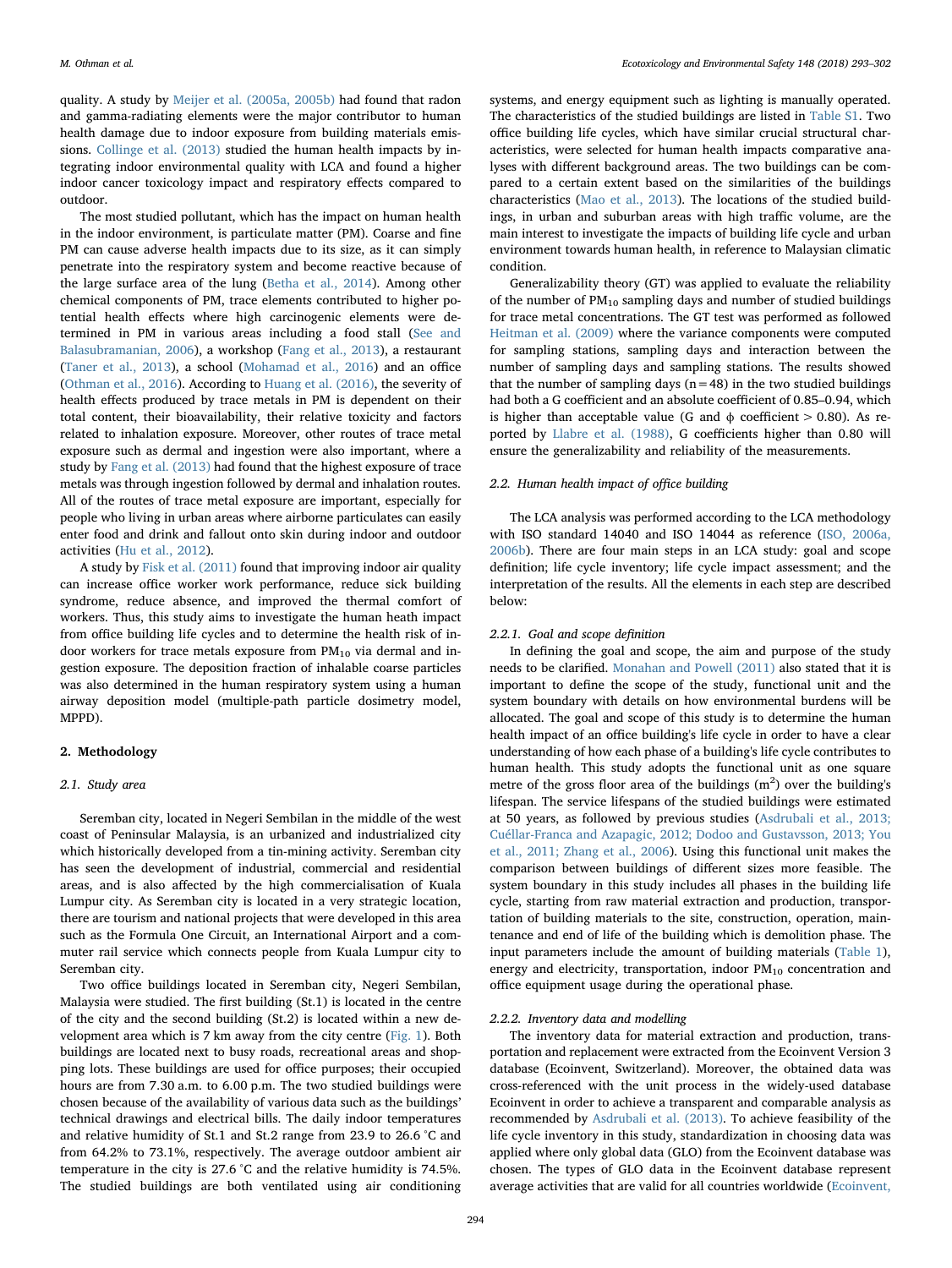quality. A study by Meijer et al. (2005a, 2005b) had found that radon and gamma-radiating elements were the major contributor to human health damage due to indoor exposure from building materials emissions. Collinge et al. (2013) studied the human health impacts by integrating indoor environmental quality with LCA and found a higher indoor cancer toxicology impact and respiratory effects compared to outdoor.

The most studied pollutant, which has the impact on human health in the indoor environment, is particulate matter (PM). Coarse and fine PM can cause adverse health impacts due to its size, as it can simply penetrate into the respiratory system and become reactive because of the large surface area of the lung (Betha et al., 2014). Among other chemical components of PM, trace elements contributed to higher potential health effects where high carcinogenic elements were determined in PM in various areas including a food stall (See and Balasubramanian, 2006), a workshop (Fang et al., 2013), a restaurant (Taner et al., 2013), a school (Mohamad et al., 2016) and an office (Othman et al., 2016). According to Huang et al. (2016), the severity of health effects produced by trace metals in PM is dependent on their total content, their bioavailability, their relative toxicity and factors related to inhalation exposure. Moreover, other routes of trace metal exposure such as dermal and ingestion were also important, where a study by Fang et al. (2013) had found that the highest exposure of trace metals was through ingestion followed by dermal and inhalation routes. All of the routes of trace metal exposure are important, especially for people who living in urban areas where airborne particulates can easily enter food and drink and fallout onto skin during indoor and outdoor activities (Hu et al., 2012).

A study by Fisk et al. (2011) found that improving indoor air quality can increase office worker work performance, reduce sick building syndrome, reduce absence, and improved the thermal comfort of workers. Thus, this study aims to investigate the human heath impact from office building life cycles and to determine the health risk of indoor workers for trace metals exposure from $PM_{10}$ via dermal and ingestion exposure. The deposition fraction of inhalable coarse particles was also determined in the human respiratory system using a human airway deposition model (multiple-path particle dosimetry model, MPPD).

## 2. Methodology

### 2.1. Study area

Seremban city, located in Negeri Sembilan in the middle of the west coast of Peninsular Malaysia, is an urbanized and industrialized city which historically developed from a tin-mining activity. Seremban city has seen the development of industrial, commercial and residential areas, and is also affected by the high commercialisation of Kuala Lumpur city. As Seremban city is located in a very strategic location, there are tourism and national projects that were developed in this area such as the Formula One Circuit, an International Airport and a commuter rail service which connects people from Kuala Lumpur city to Seremban city.

Two office buildings located in Seremban city, Negeri Sembilan, Malaysia were studied. The first building (St.1) is located in the centre of the city and the second building (St.2) is located within a new development area which is 7 km away from the city centre (Fig. 1). Both buildings are located next to busy roads, recreational areas and shopping lots. These buildings are used for office purposes; their occupied hours are from 7.30 a.m. to 6.00 p.m. The two studied buildings were chosen because of the availability of various data such as the buildings' technical drawings and electrical bills. The daily indoor temperatures and relative humidity of St.1 and St.2 range from 23.9 to 26.6 °C and from 64.2% to 73.1%, respectively. The average outdoor ambient air temperature in the city is 27.6 °C and the relative humidity is 74.5%. The studied buildings are both ventilated using air conditioning systems, and energy equipment such as lighting is manually operated. The characteristics of the studied buildings are listed in Table S1. Two office building life cycles, which have similar crucial structural characteristics, were selected for human health impacts comparative analyses with different background areas. The two buildings can be compared to a certain extent based on the similarities of the buildings characteristics (Mao et al., 2013). The locations of the studied buildings, in urban and suburban areas with high traffic volume, are the main interest to investigate the impacts of building life cycle and urban environment towards human health, in reference to Malaysian climatic condition.

Generalizability theory (GT) was applied to evaluate the reliability of the number of $PM_{10}$ sampling days and number of studied buildings for trace metal concentrations. The GT test was performed as followed Heitman et al. (2009) where the variance components were computed for sampling stations, sampling days and interaction between the number of sampling days and sampling stations. The results showed that the number of sampling days ($n = 48$) in the two studied buildings had both a G coefficient and an absolute coefficient of 0.85–0.94, which is higher than acceptable value (G and $\phi$ coefficient > 0.80). As reported by Llabre et al. (1988), G coefficients higher than 0.80 will ensure the generalizability and reliability of the measurements.

### 2.2. Human health impact of office building

The LCA analysis was performed according to the LCA methodology with ISO standard 14040 and ISO 14044 as reference (ISO, 2006a, 2006b). There are four main steps in an LCA study: goal and scope definition; life cycle inventory; life cycle impact assessment; and the interpretation of the results. All the elements in each step are described below:

#### 2.2.1. Goal and scope definition

In defining the goal and scope, the aim and purpose of the study needs to be clarified. Monahan and Powell (2011) also stated that it is important to define the scope of the study, functional unit and the system boundary with details on how environmental burdens will be allocated. The goal and scope of this study is to determine the human health impact of an office building's life cycle in order to have a clear understanding of how each phase of a building's life cycle contributes to human health. This study adopts the functional unit as one square metre of the gross floor area of the buildings ($m^2$) over the building's lifespan. The service lifespans of the studied buildings were estimated at 50 years, as followed by previous studies (Asdrubali et al., 2013; Cuéllar-Franca and Azapagic, 2012; Dodoo and Gustavsson, 2013; You et al., 2011; Zhang et al., 2006). Using this functional unit makes the comparison between buildings of different sizes more feasible. The system boundary in this study includes all phases in the building life cycle, starting from raw material extraction and production, transportation of building materials to the site, construction, operation, maintenance and end of life of the building which is demolition phase. The input parameters include the amount of building materials (Table 1), energy and electricity, transportation, indoor $PM_{10}$ concentration and office equipment usage during the operational phase.

#### 2.2.2. Inventory data and modelling

The inventory data for material extraction and production, transportation and replacement were extracted from the Ecoinvent Version 3 database (Ecoinvent, Switzerland). Moreover, the obtained data was cross-referenced with the unit process in the widely-used database Ecoinvent in order to achieve a transparent and comparable analysis as recommended by Asdrubali et al. (2013). To achieve feasibility of the life cycle inventory in this study, standardization in choosing data was applied where only global data (GLO) from the Ecoinvent database was chosen. The types of GLO data in the Ecoinvent database represent average activities that are valid for all countries worldwide (Ecoinvent,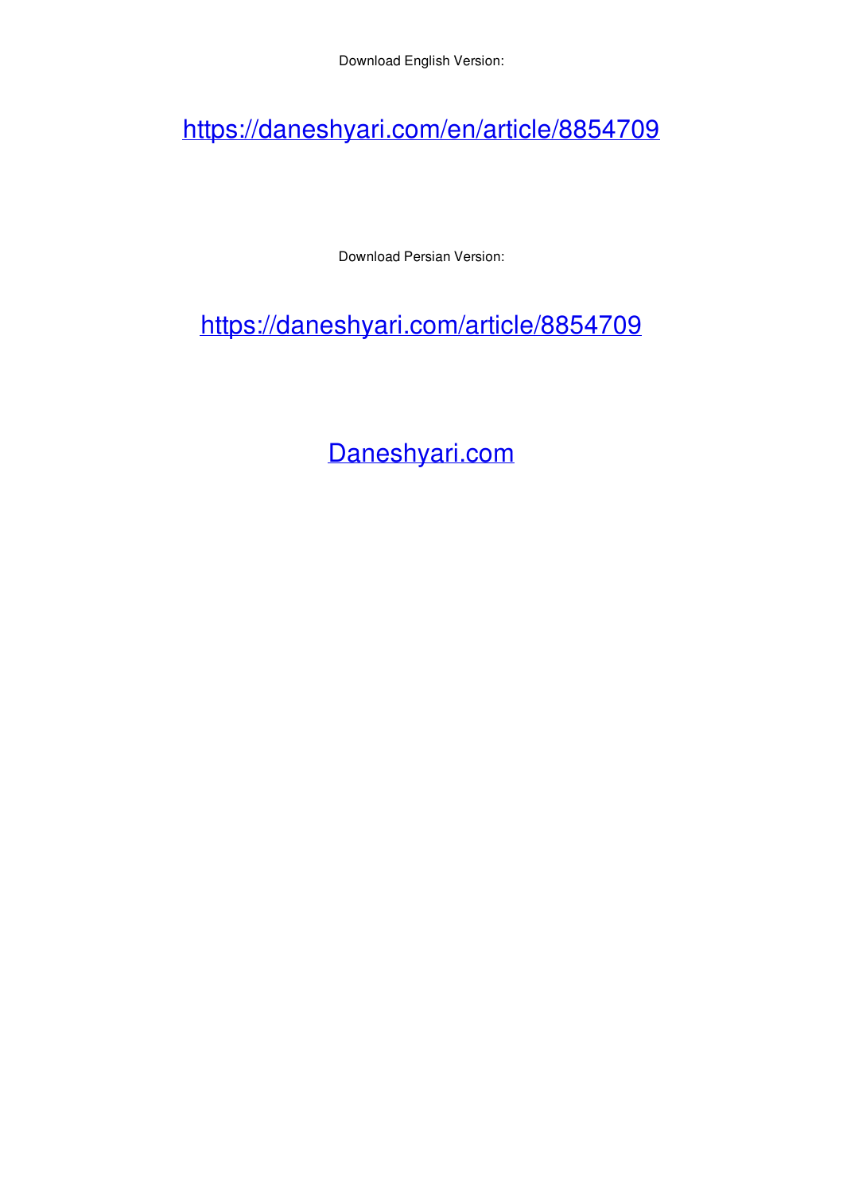Download English Version:

https://daneshyari.com/en/article/8854709

Download Persian Version:

https://daneshyari.com/article/8854709

Daneshyari.com